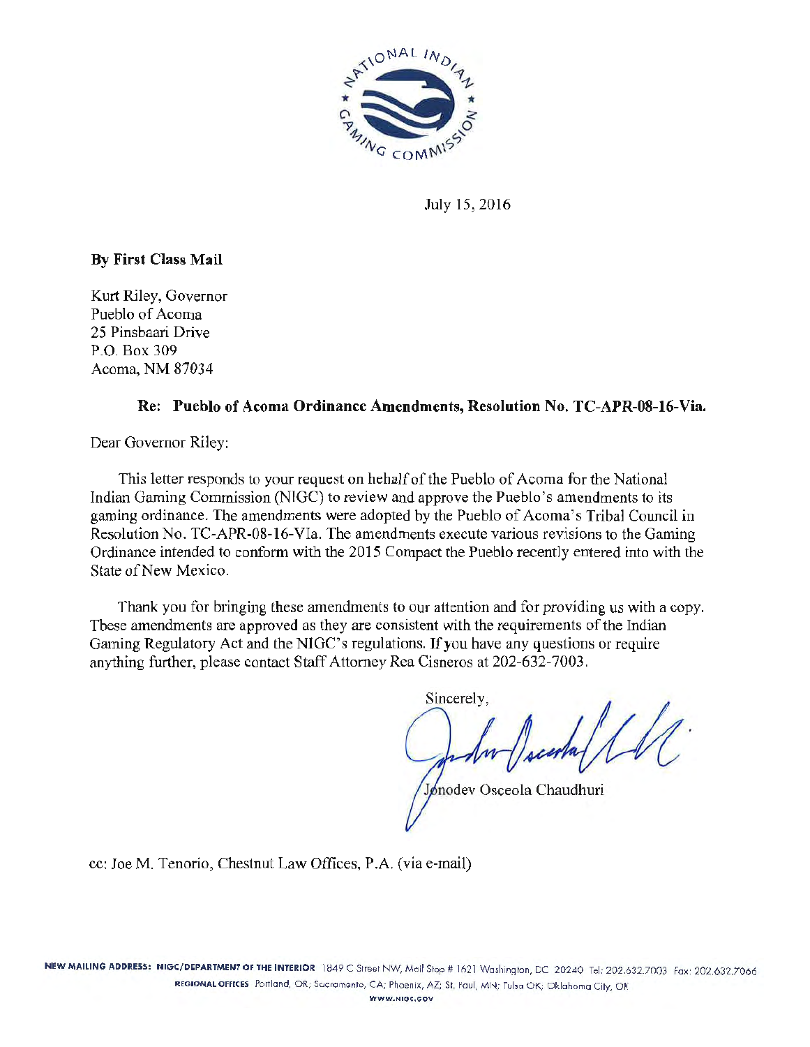NATIONAL INDIAN GAMING COMMISSION

July 15, 2016

**By First Class Mail**

Kurt Riley, Governor
Pueblo of Acoma
25 Pinsbaari Drive
P.O. Box 309
Acoma, NM 87034

**Re: Pueblo of Acoma Ordinance Amendments, Resolution No. TC-APR-08-16-VIa.**

Dear Governor Riley:

This letter responds to your request on behalf of the Pueblo of Acoma for the National Indian Gaming Commission (NIGC) to review and approve the Pueblo's amendments to its gaming ordinance. The amendments were adopted by the Pueblo of Acoma's Tribal Council in Resolution No. TC-APR-08-16-VIa. The amendments execute various revisions to the Gaming Ordinance intended to conform with the 2015 Compact the Pueblo recently entered into with the State of New Mexico.

Thank you for bringing these amendments to our attention and for providing us with a copy. These amendments are approved as they are consistent with the requirements of the Indian Gaming Regulatory Act and the NIGC's regulations. If you have any questions or require anything further, please contact Staff Attorney Rea Cisneros at 202-632-7003.

Sincerely,

Jonodev Osceola Chaudhuri

cc: Joe M. Tenorio, Chestnut Law Offices, P.A. (via e-mail)

NEW MAILING ADDRESS: NIGC/DEPARTMENT OF THE INTERIOR 1849 C Street NW, Mail Stop # 1621 Washington, DC 20240 Tel: 202.632.7003 Fax: 202.632.7066
REGIONAL OFFICES Portland, OR; Sacramento, CA; Phoenix, AZ; St. Paul, MN; Tulsa OK; Oklahoma City, OK
WWW.NIGC.GOV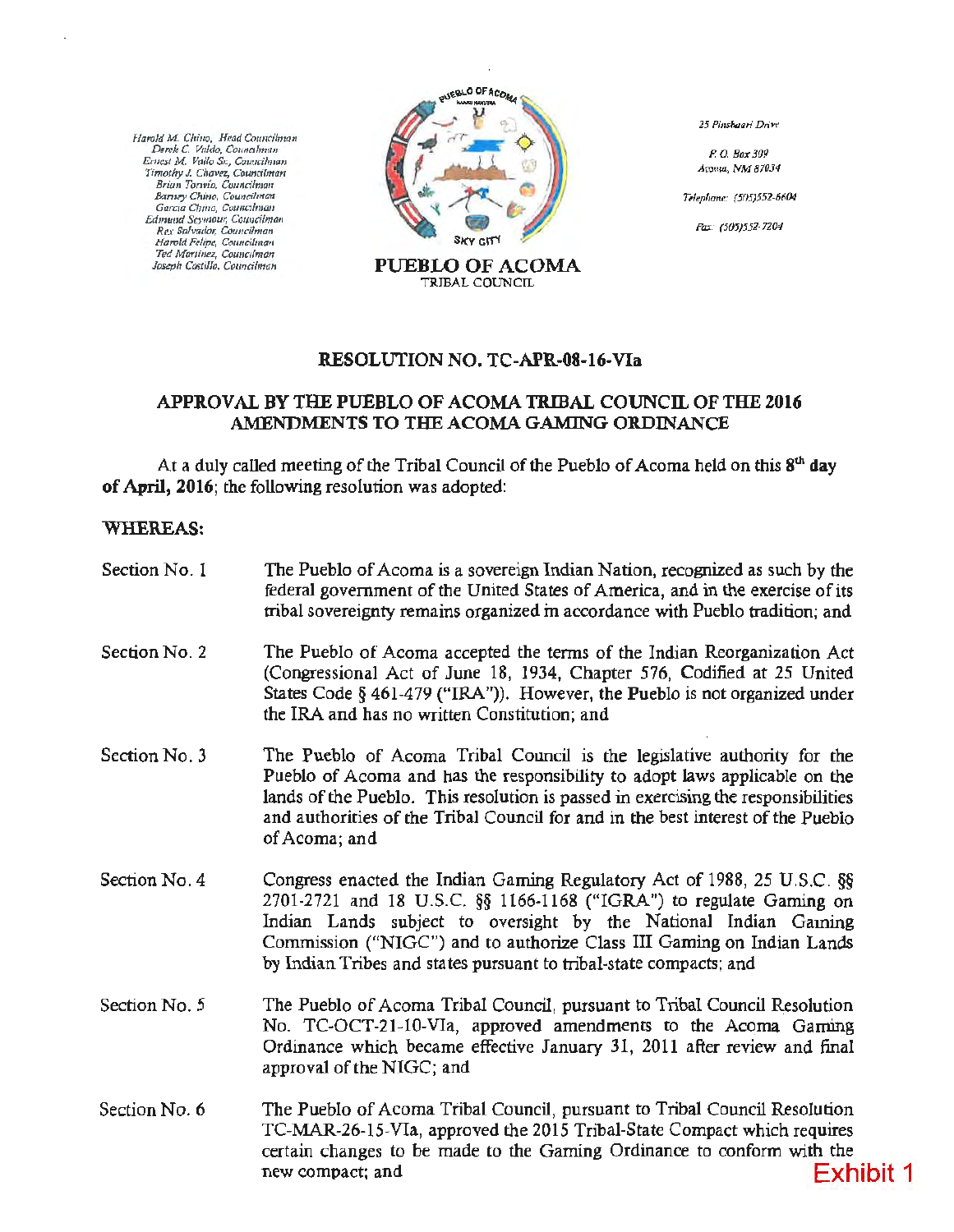Harold M. Chino, Head Councilman
Derek C. Valdo, Councilman
Ernest M. Vallo Sr., Councilman
Timothy J. Chavez, Councilman
Brian Torivio, Councilman
Barney Chino, Councilman
Garcia Chino, Councilman
Edmund Seymour, Councilman
Rex Salvador, Councilman
Harold Felipe, Councilman
Ted Martinez, Councilman
Joseph Castillo, Councilman

**PUEBLO OF ACOMA**
TRIBAL COUNCIL

25 Pinsbaari Drive

P. O. Box 309
Acoma, NM 87034

Telephone: (505)552-6604

Fax: (505)552-7204

## RESOLUTION NO. TC-APR-08-16-VIa

## APPROVAL BY THE PUEBLO OF ACOMA TRIBAL COUNCIL OF THE 2016 AMENDMENTS TO THE ACOMA GAMING ORDINANCE

At a duly called meeting of the Tribal Council of the Pueblo of Acoma held on this **8th day of April, 2016**; the following resolution was adopted:

**WHEREAS:**

Section No. 1 — The Pueblo of Acoma is a sovereign Indian Nation, recognized as such by the federal government of the United States of America, and in the exercise of its tribal sovereignty remains organized in accordance with Pueblo tradition; and

Section No. 2 — The Pueblo of Acoma accepted the terms of the Indian Reorganization Act (Congressional Act of June 18, 1934, Chapter 576, Codified at 25 United States Code § 461-479 ("IRA")). However, the **Pueblo** is not organized under the IRA and has no written Constitution; and

Section No. 3 — The Pueblo of Acoma Tribal Council is the legislative authority for the Pueblo of Acoma and has the responsibility to adopt laws applicable on the lands of the Pueblo. This resolution is passed in exercising the responsibilities and authorities of the Tribal Council for and in the best interest of the Pueblo of Acoma; and

Section No. 4 — Congress enacted the Indian Gaming Regulatory Act of 1988, 25 U.S.C. §§ 2701-2721 and 18 U.S.C. §§ 1166-1168 ("IGRA") to regulate Gaming on Indian Lands subject to oversight by the National Indian Gaming Commission ("NIGC") and to authorize Class III Gaming on Indian Lands by Indian Tribes and states pursuant to tribal-state compacts; and

Section No. 5 — The Pueblo of Acoma Tribal Council, pursuant to Tribal Council Resolution No. TC-OCT-21-10-VIa, approved amendments to the Acoma Gaming Ordinance which became effective January 31, 2011 after review and final approval of the NIGC; and

Section No. 6 — The Pueblo of Acoma Tribal Council, pursuant to Tribal Council Resolution TC-MAR-26-15-VIa, approved the 2015 Tribal-State Compact which requires certain changes to be made to the Gaming Ordinance to conform with the new compact; and

Exhibit 1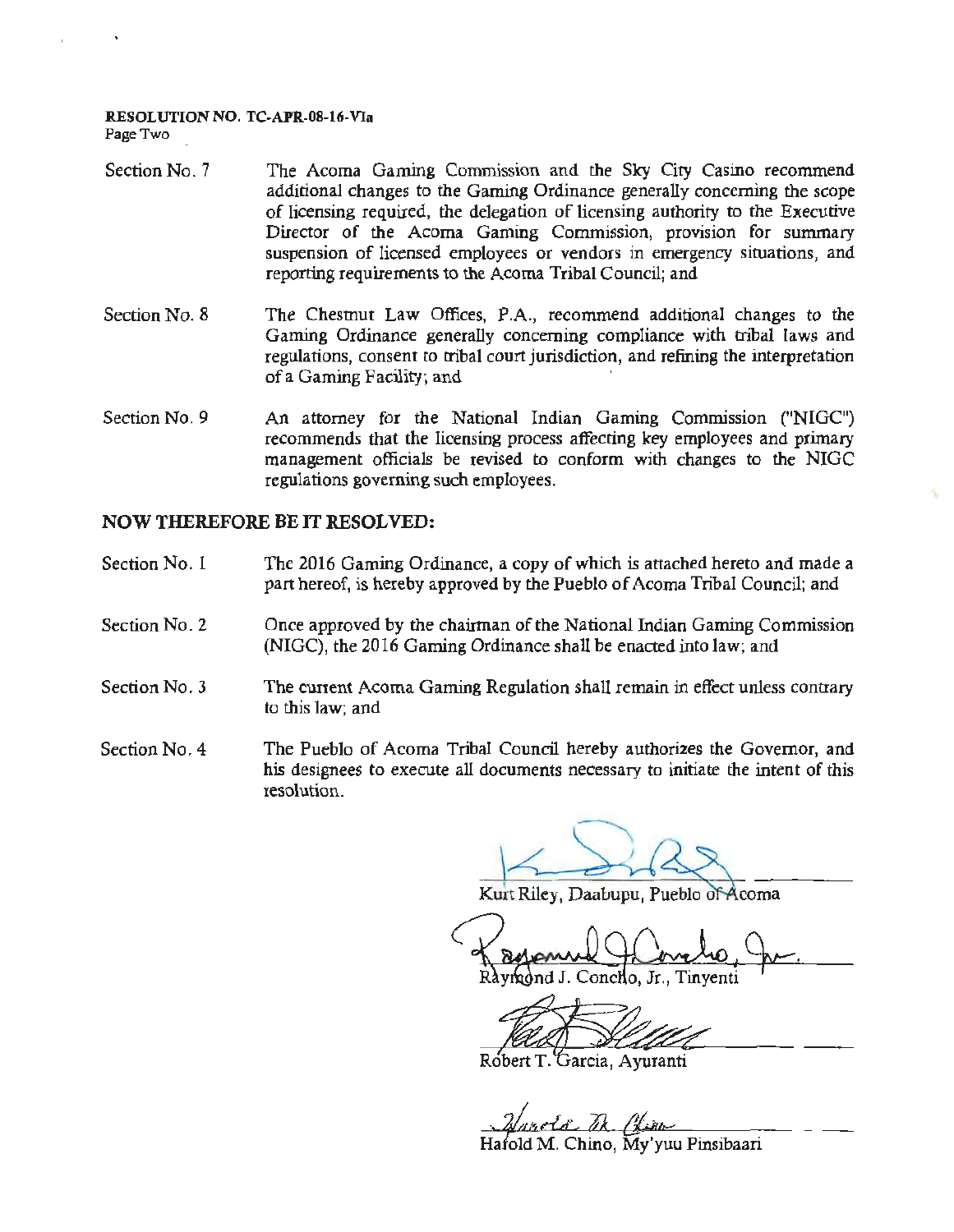**RESOLUTION NO. TC-APR-08-16-VIa**
Page Two

Section No. 7 The Acoma Gaming Commission and the Sky City Casino recommend additional changes to the Gaming Ordinance generally concerning the scope of licensing required, the delegation of licensing authority to the Executive Director of the Acoma Gaming Commission, provision for summary suspension of licensed employees or vendors in emergency situations, and reporting requirements to the Acoma Tribal Council; and

Section No. 8 The Chestnut Law Offices, P.A., recommend additional changes to the Gaming Ordinance generally concerning compliance with tribal laws and regulations, consent to tribal court jurisdiction, and refining the interpretation of a Gaming Facility; and

Section No. 9 An attorney for the National Indian Gaming Commission ("NIGC") recommends that the licensing process affecting key employees and primary management officials be revised to conform with changes to the NIGC regulations governing such employees.

**NOW THEREFORE BE IT RESOLVED:**

Section No. 1 The 2016 Gaming Ordinance, a copy of which is attached hereto and made a part hereof, is hereby approved by the Pueblo of Acoma Tribal Council; and

Section No. 2 Once approved by the chairman of the National Indian Gaming Commission (NIGC), the 2016 Gaming Ordinance shall be enacted into law; and

Section No. 3 The current Acoma Gaming Regulation shall remain in effect unless contrary to this law; and

Section No. 4 The Pueblo of Acoma Tribal Council hereby authorizes the Governor, and his designees to execute all documents necessary to initiate the intent of this resolution.

Kurt Riley, Daabupu, Pueblo of Acoma

Raymond J. Concho, Jr., Tinyenti

Robert T. Garcia, Ayuranti

Harold M. Chino, My'yuu Pinsibaari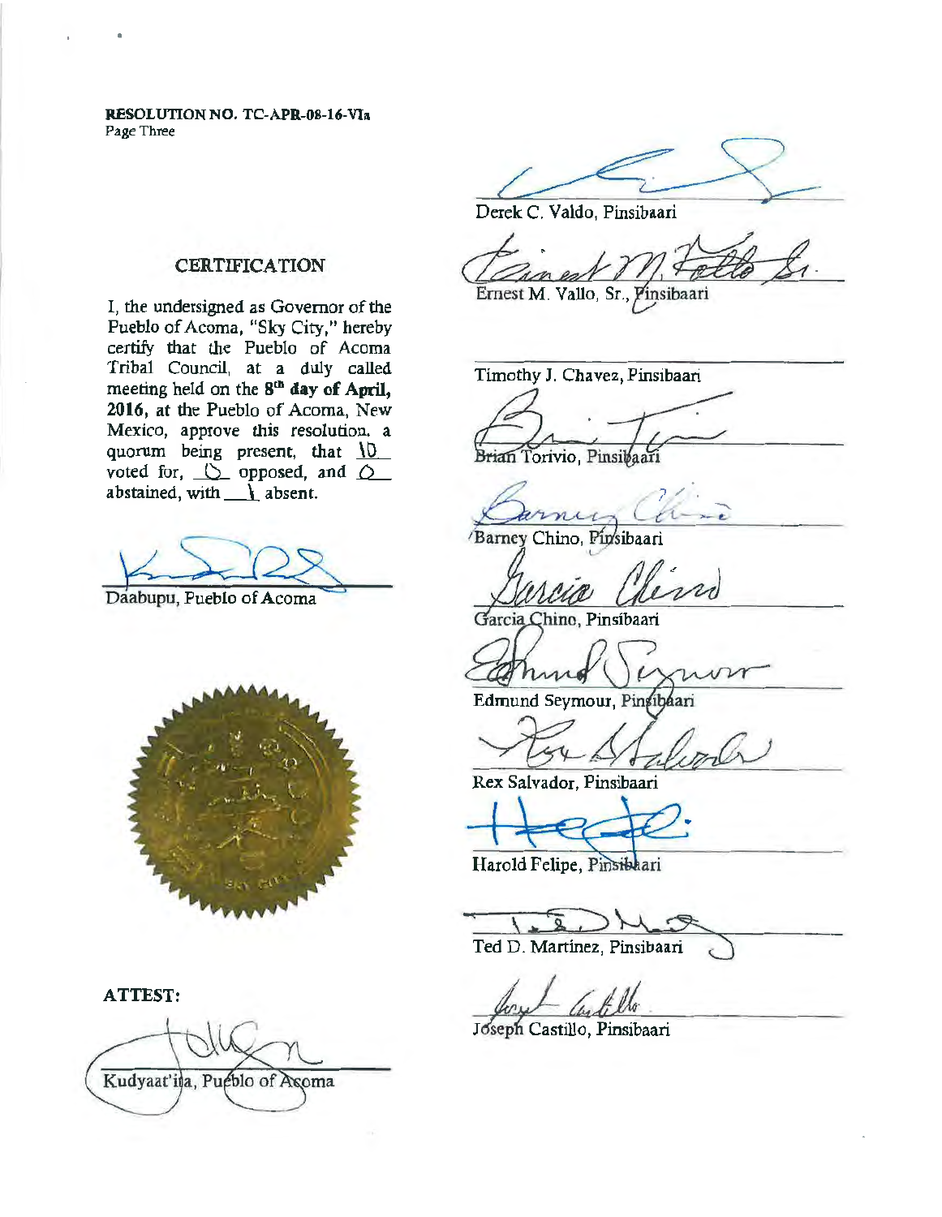**RESOLUTION NO. TC-APR-08-16-VIa**
Page Three

## CERTIFICATION

I, the undersigned as Governor of the Pueblo of Acoma, "Sky City," hereby certify that the Pueblo of Acoma Tribal Council, at a duly called meeting held on the **8th day of April, 2016**, at the Pueblo of Acoma, New Mexico, approve this resolution. a quorum being present, that 10 voted for, 0 opposed, and 0 abstained, with 1 absent.

Daabupu, Pueblo of Acoma

**ATTEST:**

Kudyaat'iita, Pueblo of Acoma

Derek C. Valdo, Pinsibaari

Ernest M. Vallo, Sr., Pinsibaari

Timothy J. Chavez, Pinsibaari

Brian Torivio, Pinsibaari

Barney Chino, Pinsibaari

Garcia Chino, Pinsibaari

Edmund Seymour, Pinsibaari

Rex Salvador, Pinsibaari

Harold Felipe, Pinsibaari

Ted D. Martinez, Pinsibaari

Joseph Castillo, Pinsibaari